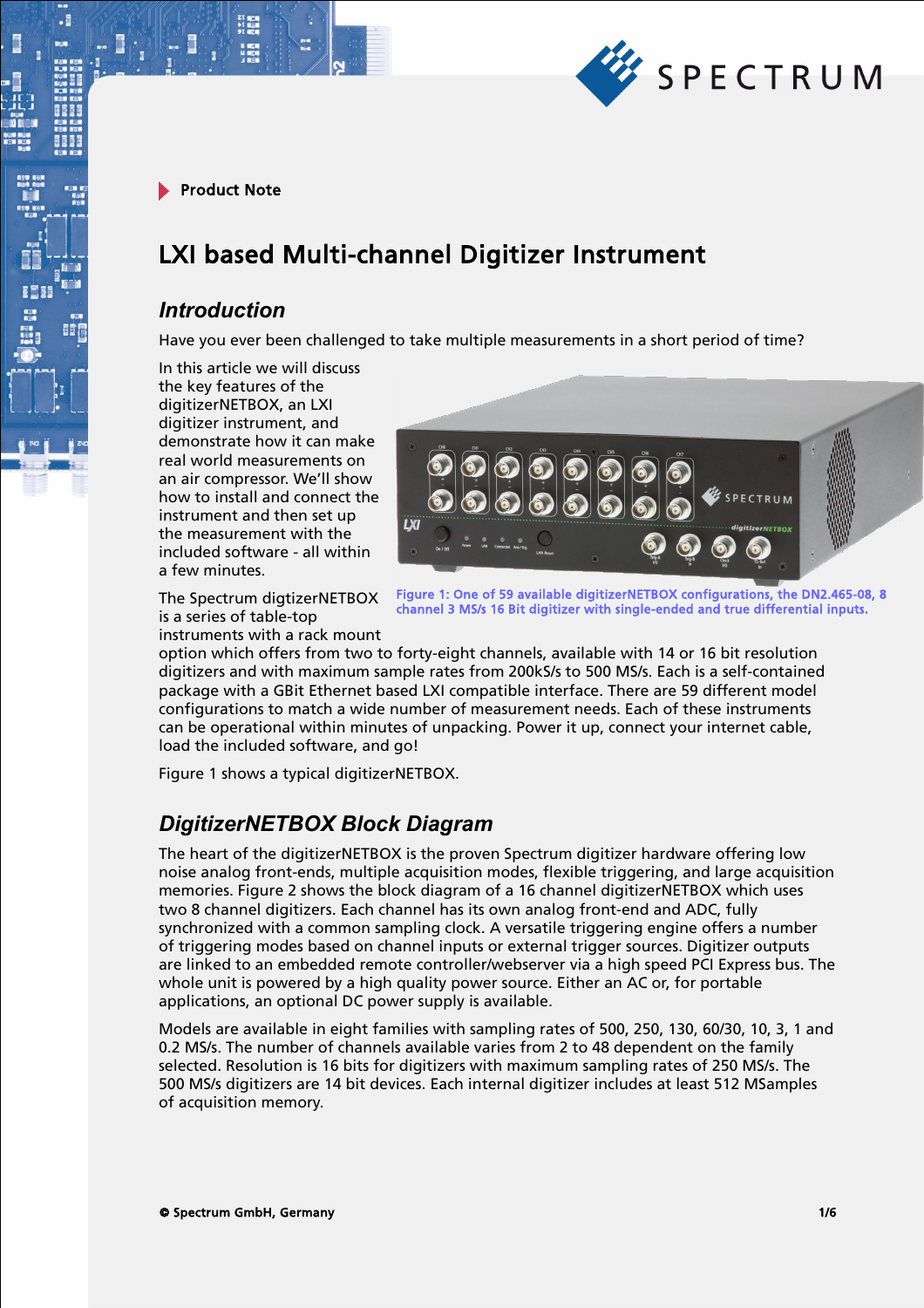Product Note

# LXI based Multi-channel Digitizer Instrument

## Introduction

Have you ever been challenged to take multiple measurements in a short period of time?

In this article we will discuss the key features of the digitizerNETBOX, an LXI digitizer instrument, and demonstrate how it can make real world measurements on an air compressor. We'll show how to install and connect the instrument and then set up the measurement with the included software - all within a few minutes.

Figure 1: One of 59 available digitizerNETBOX configurations, the DN2.465-08, 8 channel 3 MS/s 16 Bit digitizer with single-ended and true differential inputs.

The Spectrum digtizerNETBOX is a series of table-top instruments with a rack mount option which offers from two to forty-eight channels, available with 14 or 16 bit resolution digitizers and with maximum sample rates from 200kS/s to 500 MS/s. Each is a self-contained package with a GBit Ethernet based LXI compatible interface. There are 59 different model configurations to match a wide number of measurement needs. Each of these instruments can be operational within minutes of unpacking. Power it up, connect your internet cable, load the included software, and go!

Figure 1 shows a typical digitizerNETBOX.

## DigitizerNETBOX Block Diagram

The heart of the digitizerNETBOX is the proven Spectrum digitizer hardware offering low noise analog front-ends, multiple acquisition modes, flexible triggering, and large acquisition memories. Figure 2 shows the block diagram of a 16 channel digitizerNETBOX which uses two 8 channel digitizers. Each channel has its own analog front-end and ADC, fully synchronized with a common sampling clock. A versatile triggering engine offers a number of triggering modes based on channel inputs or external trigger sources. Digitizer outputs are linked to an embedded remote controller/webserver via a high speed PCI Express bus. The whole unit is powered by a high quality power source. Either an AC or, for portable applications, an optional DC power supply is available.

Models are available in eight families with sampling rates of 500, 250, 130, 60/30, 10, 3, 1 and 0.2 MS/s. The number of channels available varies from 2 to 48 dependent on the family selected. Resolution is 16 bits for digitizers with maximum sampling rates of 250 MS/s. The 500 MS/s digitizers are 14 bit devices. Each internal digitizer includes at least 512 MSamples of acquisition memory.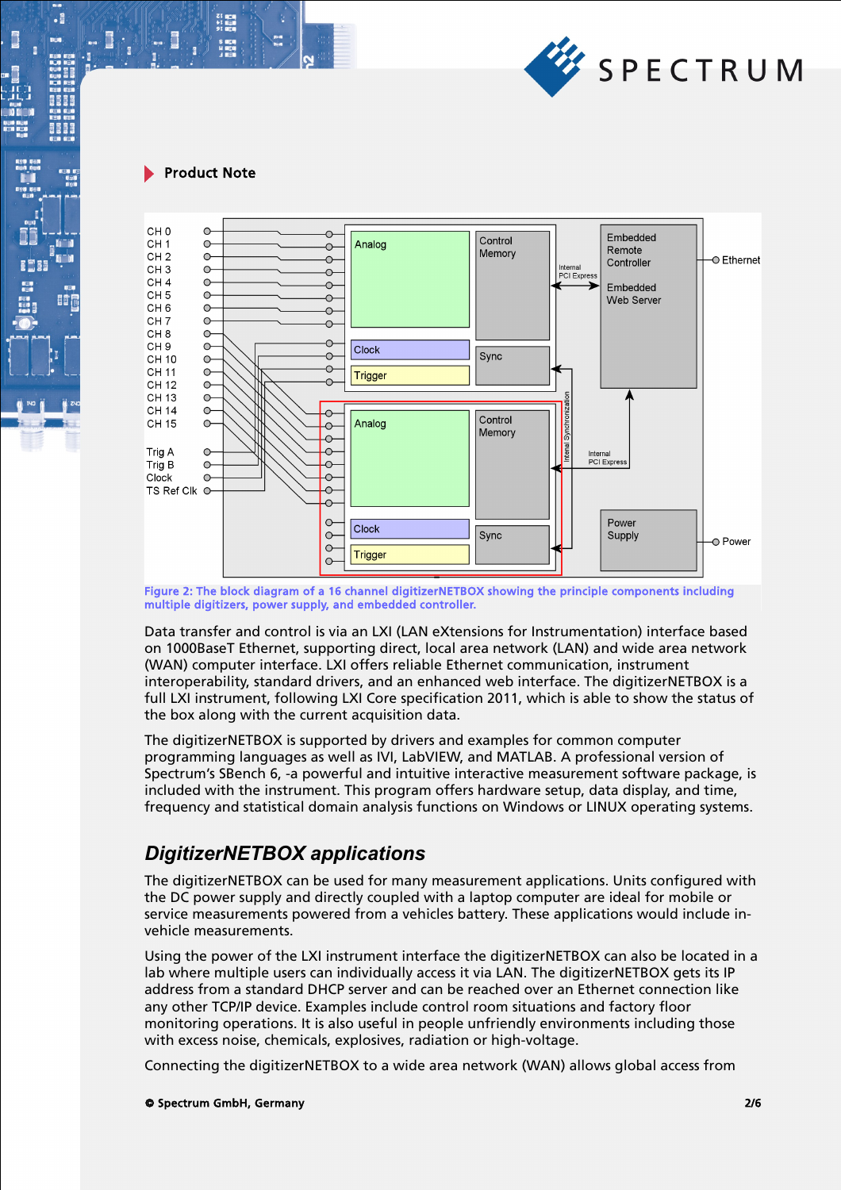Product Note

Figure 2: The block diagram of a 16 channel digitizerNETBOX showing the principle components including multiple digitizers, power supply, and embedded controller.

Data transfer and control is via an LXI (LAN eXtensions for Instrumentation) interface based on 1000BaseT Ethernet, supporting direct, local area network (LAN) and wide area network (WAN) computer interface. LXI offers reliable Ethernet communication, instrument interoperability, standard drivers, and an enhanced web interface. The digitizerNETBOX is a full LXI instrument, following LXI Core specification 2011, which is able to show the status of the box along with the current acquisition data.

The digitizerNETBOX is supported by drivers and examples for common computer programming languages as well as IVI, LabVIEW, and MATLAB. A professional version of Spectrum's SBench 6, -a powerful and intuitive interactive measurement software package, is included with the instrument. This program offers hardware setup, data display, and time, frequency and statistical domain analysis functions on Windows or LINUX operating systems.

## *DigitizerNETBOX applications*

The digitizerNETBOX can be used for many measurement applications. Units configured with the DC power supply and directly coupled with a laptop computer are ideal for mobile or service measurements powered from a vehicles battery. These applications would include in-vehicle measurements.

Using the power of the LXI instrument interface the digitizerNETBOX can also be located in a lab where multiple users can individually access it via LAN. The digitizerNETBOX gets its IP address from a standard DHCP server and can be reached over an Ethernet connection like any other TCP/IP device. Examples include control room situations and factory floor monitoring operations. It is also useful in people unfriendly environments including those with excess noise, chemicals, explosives, radiation or high-voltage.

Connecting the digitizerNETBOX to a wide area network (WAN) allows global access from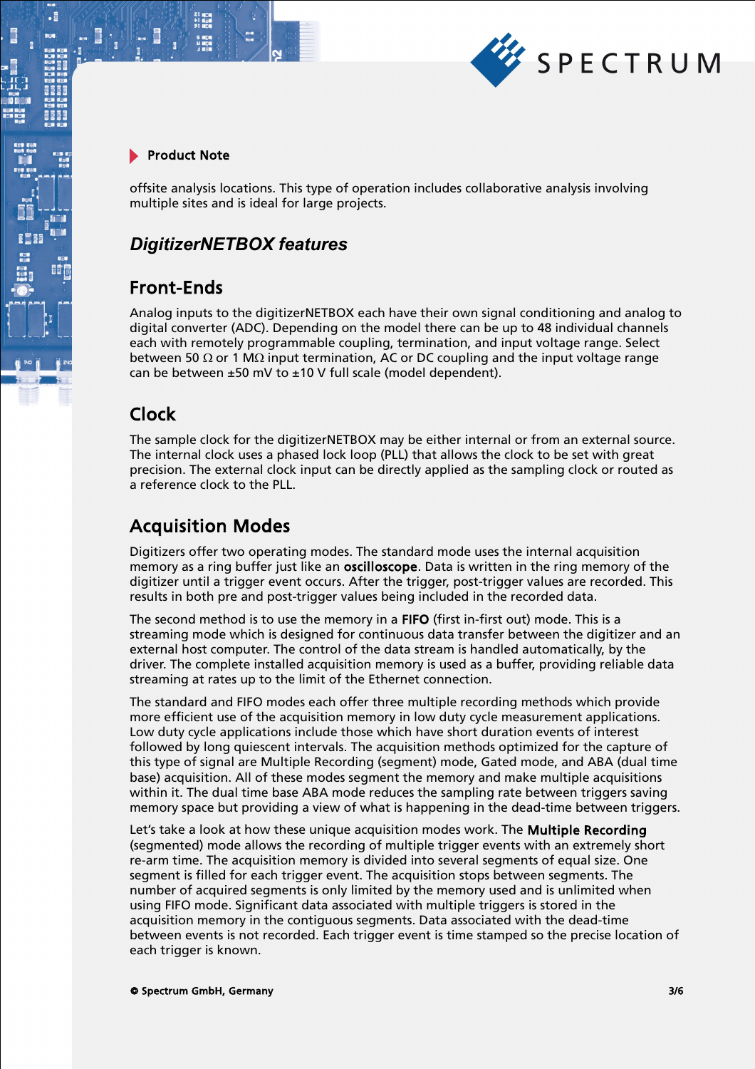offsite analysis locations. This type of operation includes collaborative analysis involving multiple sites and is ideal for large projects.

## *DigitizerNETBOX features*

### Front-Ends

Analog inputs to the digitizerNETBOX each have their own signal conditioning and analog to digital converter (ADC). Depending on the model there can be up to 48 individual channels each with remotely programmable coupling, termination, and input voltage range. Select between 50 Ω or 1 MΩ input termination, AC or DC coupling and the input voltage range can be between ±50 mV to ±10 V full scale (model dependent).

### Clock

The sample clock for the digitizerNETBOX may be either internal or from an external source. The internal clock uses a phased lock loop (PLL) that allows the clock to be set with great precision. The external clock input can be directly applied as the sampling clock or routed as a reference clock to the PLL.

### Acquisition Modes

Digitizers offer two operating modes. The standard mode uses the internal acquisition memory as a ring buffer just like an **oscilloscope**. Data is written in the ring memory of the digitizer until a trigger event occurs. After the trigger, post-trigger values are recorded. This results in both pre and post-trigger values being included in the recorded data.

The second method is to use the memory in a **FIFO** (first in-first out) mode. This is a streaming mode which is designed for continuous data transfer between the digitizer and an external host computer. The control of the data stream is handled automatically, by the driver. The complete installed acquisition memory is used as a buffer, providing reliable data streaming at rates up to the limit of the Ethernet connection.

The standard and FIFO modes each offer three multiple recording methods which provide more efficient use of the acquisition memory in low duty cycle measurement applications. Low duty cycle applications include those which have short duration events of interest followed by long quiescent intervals. The acquisition methods optimized for the capture of this type of signal are Multiple Recording (segment) mode, Gated mode, and ABA (dual time base) acquisition. All of these modes segment the memory and make multiple acquisitions within it. The dual time base ABA mode reduces the sampling rate between triggers saving memory space but providing a view of what is happening in the dead-time between triggers.

Let's take a look at how these unique acquisition modes work. The **Multiple Recording** (segmented) mode allows the recording of multiple trigger events with an extremely short re-arm time. The acquisition memory is divided into several segments of equal size. One segment is filled for each trigger event. The acquisition stops between segments. The number of acquired segments is only limited by the memory used and is unlimited when using FIFO mode. Significant data associated with multiple triggers is stored in the acquisition memory in the contiguous segments. Data associated with the dead-time between events is not recorded. Each trigger event is time stamped so the precise location of each trigger is known.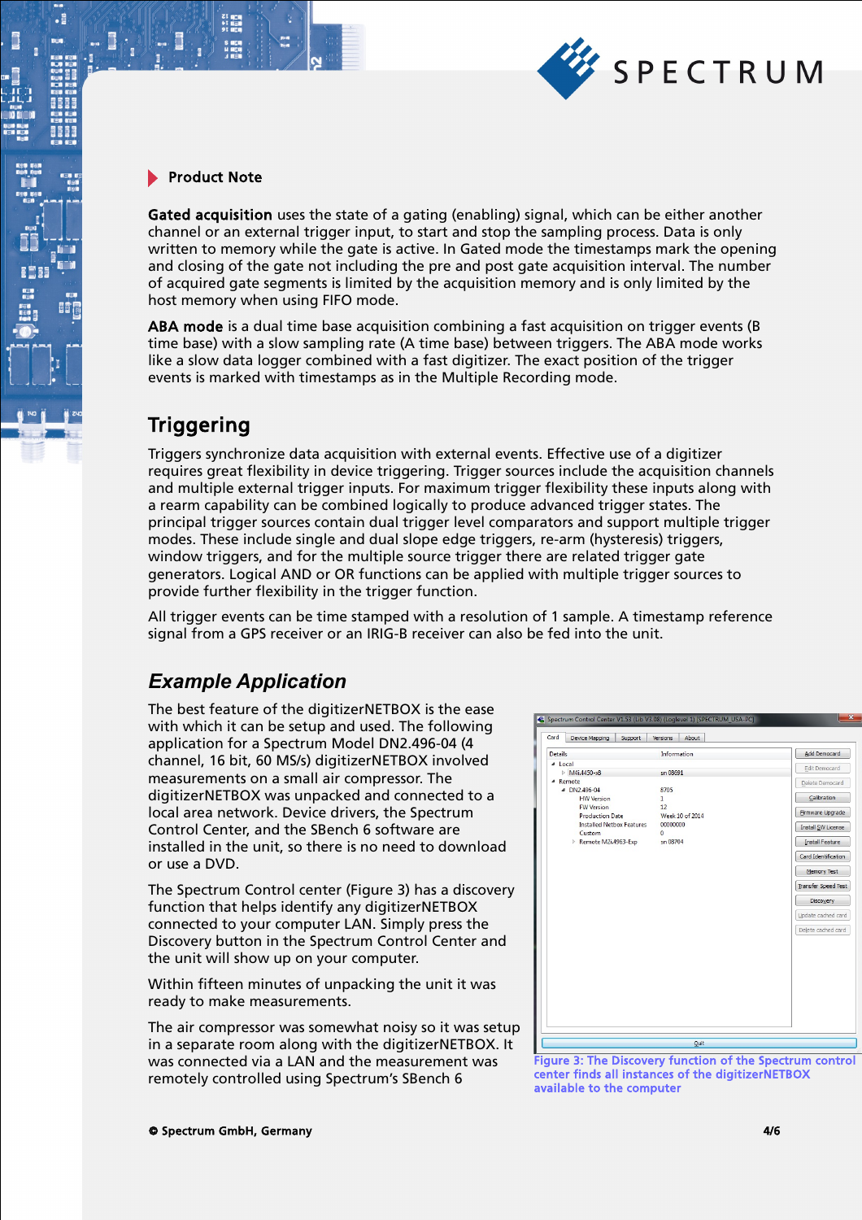## Product Note

**Gated acquisition** uses the state of a gating (enabling) signal, which can be either another channel or an external trigger input, to start and stop the sampling process. Data is only written to memory while the gate is active. In Gated mode the timestamps mark the opening and closing of the gate not including the pre and post gate acquisition interval. The number of acquired gate segments is limited by the acquisition memory and is only limited by the host memory when using FIFO mode.

**ABA mode** is a dual time base acquisition combining a fast acquisition on trigger events (B time base) with a slow sampling rate (A time base) between triggers. The ABA mode works like a slow data logger combined with a fast digitizer. The exact position of the trigger events is marked with timestamps as in the Multiple Recording mode.

## Triggering

Triggers synchronize data acquisition with external events. Effective use of a digitizer requires great flexibility in device triggering. Trigger sources include the acquisition channels and multiple external trigger inputs. For maximum trigger flexibility these inputs along with a rearm capability can be combined logically to produce advanced trigger states. The principal trigger sources contain dual trigger level comparators and support multiple trigger modes. These include single and dual slope edge triggers, re-arm (hysteresis) triggers, window triggers, and for the multiple source trigger there are related trigger gate generators. Logical AND or OR functions can be applied with multiple trigger sources to provide further flexibility in the trigger function.

All trigger events can be time stamped with a resolution of 1 sample. A timestamp reference signal from a GPS receiver or an IRIG-B receiver can also be fed into the unit.

## *Example Application*

The best feature of the digitizerNETBOX is the ease with which it can be setup and used. The following application for a Spectrum Model DN2.496-04 (4 channel, 16 bit, 60 MS/s) digitizerNETBOX involved measurements on a small air compressor. The digitizerNETBOX was unpacked and connected to a local area network. Device drivers, the Spectrum Control Center, and the SBench 6 software are installed in the unit, so there is no need to download or use a DVD.

The Spectrum Control center (Figure 3) has a discovery function that helps identify any digitizerNETBOX connected to your computer LAN. Simply press the Discovery button in the Spectrum Control Center and the unit will show up on your computer.

Within fifteen minutes of unpacking the unit it was ready to make measurements.

The air compressor was somewhat noisy so it was setup in a separate room along with the digitizerNETBOX. It was connected via a LAN and the measurement was remotely controlled using Spectrum's SBench 6

Figure 3: The Discovery function of the Spectrum control center finds all instances of the digitizerNETBOX available to the computer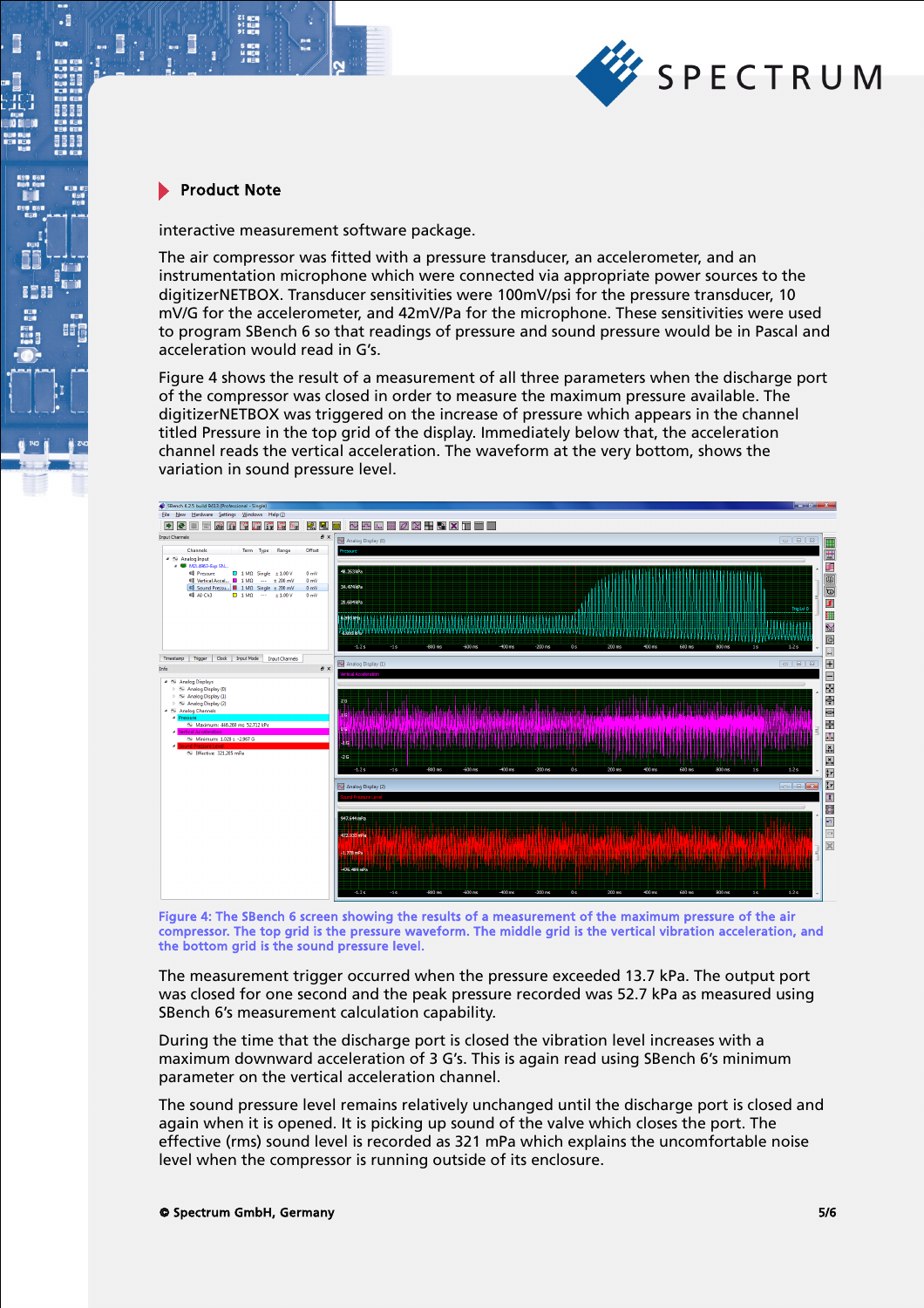interactive measurement software package.

The air compressor was fitted with a pressure transducer, an accelerometer, and an instrumentation microphone which were connected via appropriate power sources to the digitizerNETBOX. Transducer sensitivities were 100mV/psi for the pressure transducer, 10 mV/G for the accelerometer, and 42mV/Pa for the microphone. These sensitivities were used to program SBench 6 so that readings of pressure and sound pressure would be in Pascal and acceleration would read in G's.

Figure 4 shows the result of a measurement of all three parameters when the discharge port of the compressor was closed in order to measure the maximum pressure available. The digitizerNETBOX was triggered on the increase of pressure which appears in the channel titled Pressure in the top grid of the display. Immediately below that, the acceleration channel reads the vertical acceleration. The waveform at the very bottom, shows the variation in sound pressure level.

Figure 4: The SBench 6 screen showing the results of a measurement of the maximum pressure of the air compressor. The top grid is the pressure waveform. The middle grid is the vertical vibration acceleration, and the bottom grid is the sound pressure level.

The measurement trigger occurred when the pressure exceeded 13.7 kPa. The output port was closed for one second and the peak pressure recorded was 52.7 kPa as measured using SBench 6's measurement calculation capability.

During the time that the discharge port is closed the vibration level increases with a maximum downward acceleration of 3 G's. This is again read using SBench 6's minimum parameter on the vertical acceleration channel.

The sound pressure level remains relatively unchanged until the discharge port is closed and again when it is opened. It is picking up sound of the valve which closes the port. The effective (rms) sound level is recorded as 321 mPa which explains the uncomfortable noise level when the compressor is running outside of its enclosure.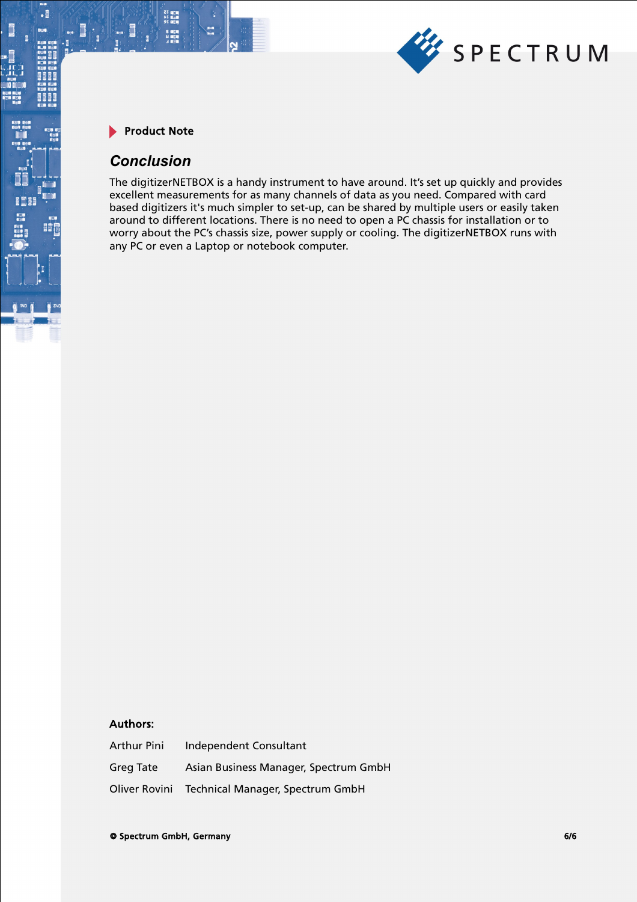Product Note

## Conclusion

The digitizerNETBOX is a handy instrument to have around. It's set up quickly and provides excellent measurements for as many channels of data as you need. Compared with card based digitizers it's much simpler to set-up, can be shared by multiple users or easily taken around to different locations. There is no need to open a PC chassis for installation or to worry about the PC's chassis size, power supply or cooling. The digitizerNETBOX runs with any PC or even a Laptop or notebook computer.

**Authors:**

| | |
|---|---|
| Arthur Pini | Independent Consultant |
| Greg Tate | Asian Business Manager, Spectrum GmbH |
| Oliver Rovini | Technical Manager, Spectrum GmbH |